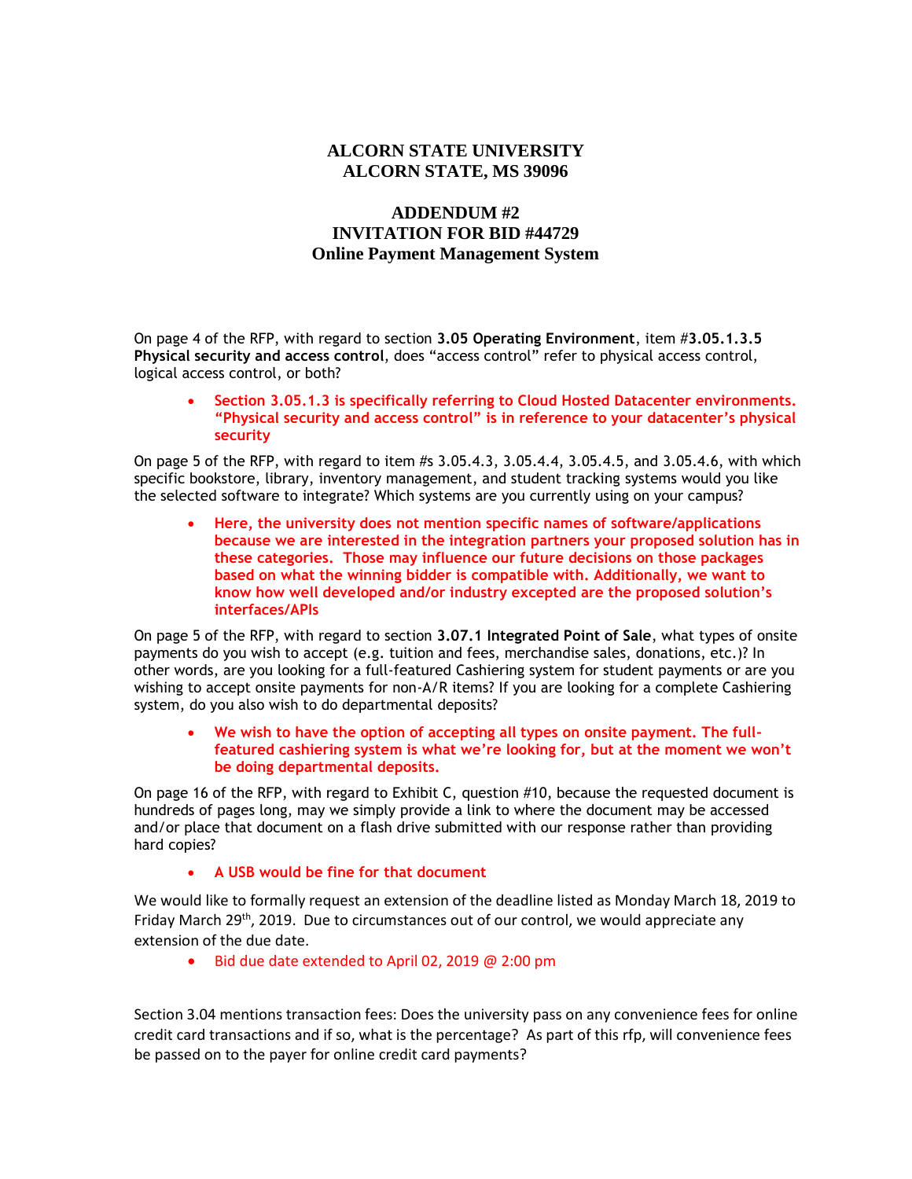# ALCORN STATE UNIVERSITY
# ALCORN STATE, MS 39096

## ADDENDUM #2
## INVITATION FOR BID #44729
## Online Payment Management System

On page 4 of the RFP, with regard to section **3.05 Operating Environment**, item #**3.05.1.3.5 Physical security and access control**, does "access control" refer to physical access control, logical access control, or both?

- **Section 3.05.1.3 is specifically referring to Cloud Hosted Datacenter environments. "Physical security and access control" is in reference to your datacenter's physical security**

On page 5 of the RFP, with regard to item #s 3.05.4.3, 3.05.4.4, 3.05.4.5, and 3.05.4.6, with which specific bookstore, library, inventory management, and student tracking systems would you like the selected software to integrate? Which systems are you currently using on your campus?

- **Here, the university does not mention specific names of software/applications because we are interested in the integration partners your proposed solution has in these categories. Those may influence our future decisions on those packages based on what the winning bidder is compatible with. Additionally, we want to know how well developed and/or industry excepted are the proposed solution's interfaces/APIs**

On page 5 of the RFP, with regard to section **3.07.1 Integrated Point of Sale**, what types of onsite payments do you wish to accept (e.g. tuition and fees, merchandise sales, donations, etc.)? In other words, are you looking for a full-featured Cashiering system for student payments or are you wishing to accept onsite payments for non-A/R items? If you are looking for a complete Cashiering system, do you also wish to do departmental deposits?

- **We wish to have the option of accepting all types on onsite payment. The full-featured cashiering system is what we're looking for, but at the moment we won't be doing departmental deposits.**

On page 16 of the RFP, with regard to Exhibit C, question #10, because the requested document is hundreds of pages long, may we simply provide a link to where the document may be accessed and/or place that document on a flash drive submitted with our response rather than providing hard copies?

- **A USB would be fine for that document**

We would like to formally request an extension of the deadline listed as Monday March 18, 2019 to Friday March 29th, 2019. Due to circumstances out of our control, we would appreciate any extension of the due date.

- Bid due date extended to April 02, 2019 @ 2:00 pm

Section 3.04 mentions transaction fees: Does the university pass on any convenience fees for online credit card transactions and if so, what is the percentage? As part of this rfp, will convenience fees be passed on to the payer for online credit card payments?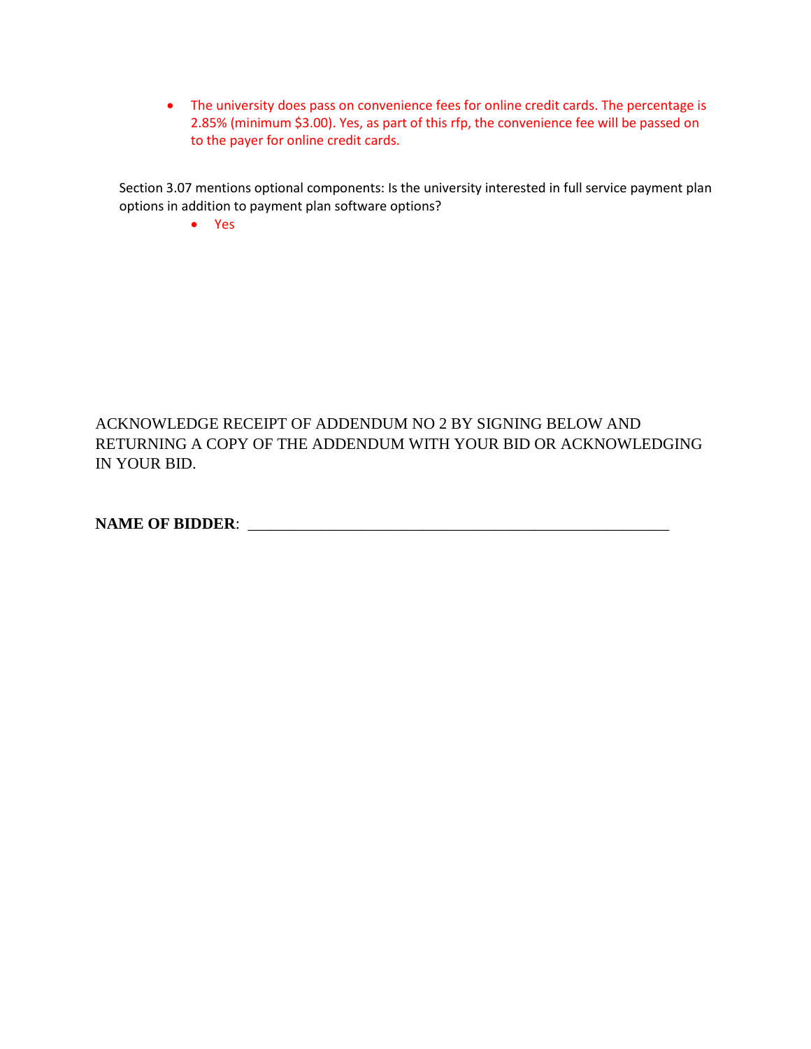- The university does pass on convenience fees for online credit cards. The percentage is 2.85% (minimum $3.00). Yes, as part of this rfp, the convenience fee will be passed on to the payer for online credit cards.

Section 3.07 mentions optional components: Is the university interested in full service payment plan options in addition to payment plan software options?

- Yes

ACKNOWLEDGE RECEIPT OF ADDENDUM NO 2 BY SIGNING BELOW AND RETURNING A COPY OF THE ADDENDUM WITH YOUR BID OR ACKNOWLEDGING IN YOUR BID.

**NAME OF BIDDER**: ____________________________________________________